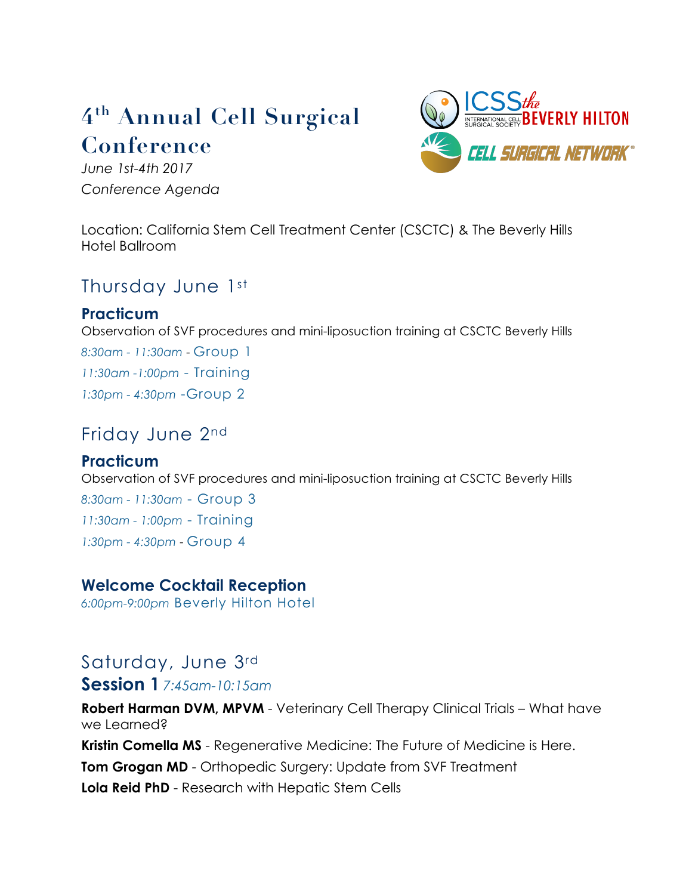# 4th Annual Cell Surgical Conference

*June 1st-4th 2017*

*Conference Agenda*

Location: California Stem Cell Treatment Center (CSCTC) & The Beverly Hills Hotel Ballroom

## Thursday June 1st

### Practicum

Observation of SVF procedures and mini-liposuction training at CSCTC Beverly Hills

*8:30am - 11:30am* - Group 1

*11:30am -1:00pm* - Training

*1:30pm - 4:30pm* -Group 2

## Friday June 2nd

### Practicum

Observation of SVF procedures and mini-liposuction training at CSCTC Beverly Hills

*8:30am - 11:30am* - Group 3

*11:30am - 1:00pm* - Training

*1:30pm - 4:30pm* - Group 4

### Welcome Cocktail Reception

*6:00pm-9:00pm* Beverly Hilton Hotel

## Saturday, June 3rd

### Session 1 *7:45am-10:15am*

**Robert Harman DVM, MPVM** - Veterinary Cell Therapy Clinical Trials – What have we Learned?

**Kristin Comella MS** - Regenerative Medicine: The Future of Medicine is Here.

**Tom Grogan MD** - Orthopedic Surgery: Update from SVF Treatment

**Lola Reid PhD** - Research with Hepatic Stem Cells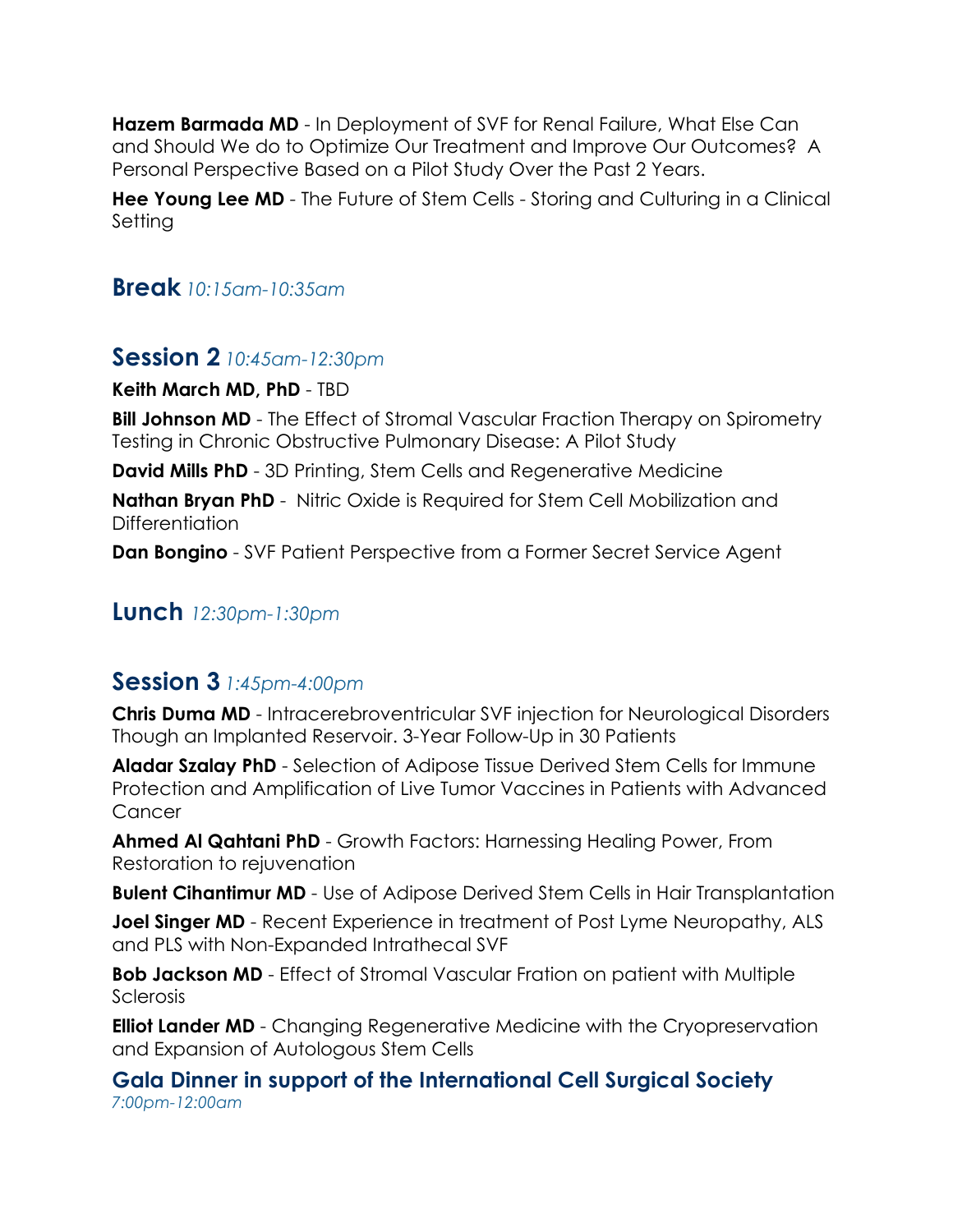**Hazem Barmada MD** - In Deployment of SVF for Renal Failure, What Else Can and Should We do to Optimize Our Treatment and Improve Our Outcomes? A Personal Perspective Based on a Pilot Study Over the Past 2 Years.

**Hee Young Lee MD** - The Future of Stem Cells - Storing and Culturing in a Clinical Setting

## Break *10:15am-10:35am*

## Session 2 *10:45am-12:30pm*

**Keith March MD, PhD** - TBD

**Bill Johnson MD** - The Effect of Stromal Vascular Fraction Therapy on Spirometry Testing in Chronic Obstructive Pulmonary Disease: A Pilot Study

**David Mills PhD** - 3D Printing, Stem Cells and Regenerative Medicine

**Nathan Bryan PhD** - Nitric Oxide is Required for Stem Cell Mobilization and Differentiation

**Dan Bongino** - SVF Patient Perspective from a Former Secret Service Agent

## Lunch *12:30pm-1:30pm*

## Session 3 *1:45pm-4:00pm*

**Chris Duma MD** - Intracerebroventricular SVF injection for Neurological Disorders Though an Implanted Reservoir. 3-Year Follow-Up in 30 Patients

**Aladar Szalay PhD** - Selection of Adipose Tissue Derived Stem Cells for Immune Protection and Amplification of Live Tumor Vaccines in Patients with Advanced Cancer

**Ahmed Al Qahtani PhD** - Growth Factors: Harnessing Healing Power, From Restoration to rejuvenation

**Bulent Cihantimur MD** - Use of Adipose Derived Stem Cells in Hair Transplantation

**Joel Singer MD** - Recent Experience in treatment of Post Lyme Neuropathy, ALS and PLS with Non-Expanded Intrathecal SVF

**Bob Jackson MD** - Effect of Stromal Vascular Fration on patient with Multiple Sclerosis

**Elliot Lander MD** - Changing Regenerative Medicine with the Cryopreservation and Expansion of Autologous Stem Cells

### Gala Dinner in support of the International Cell Surgical Society
*7:00pm-12:00am*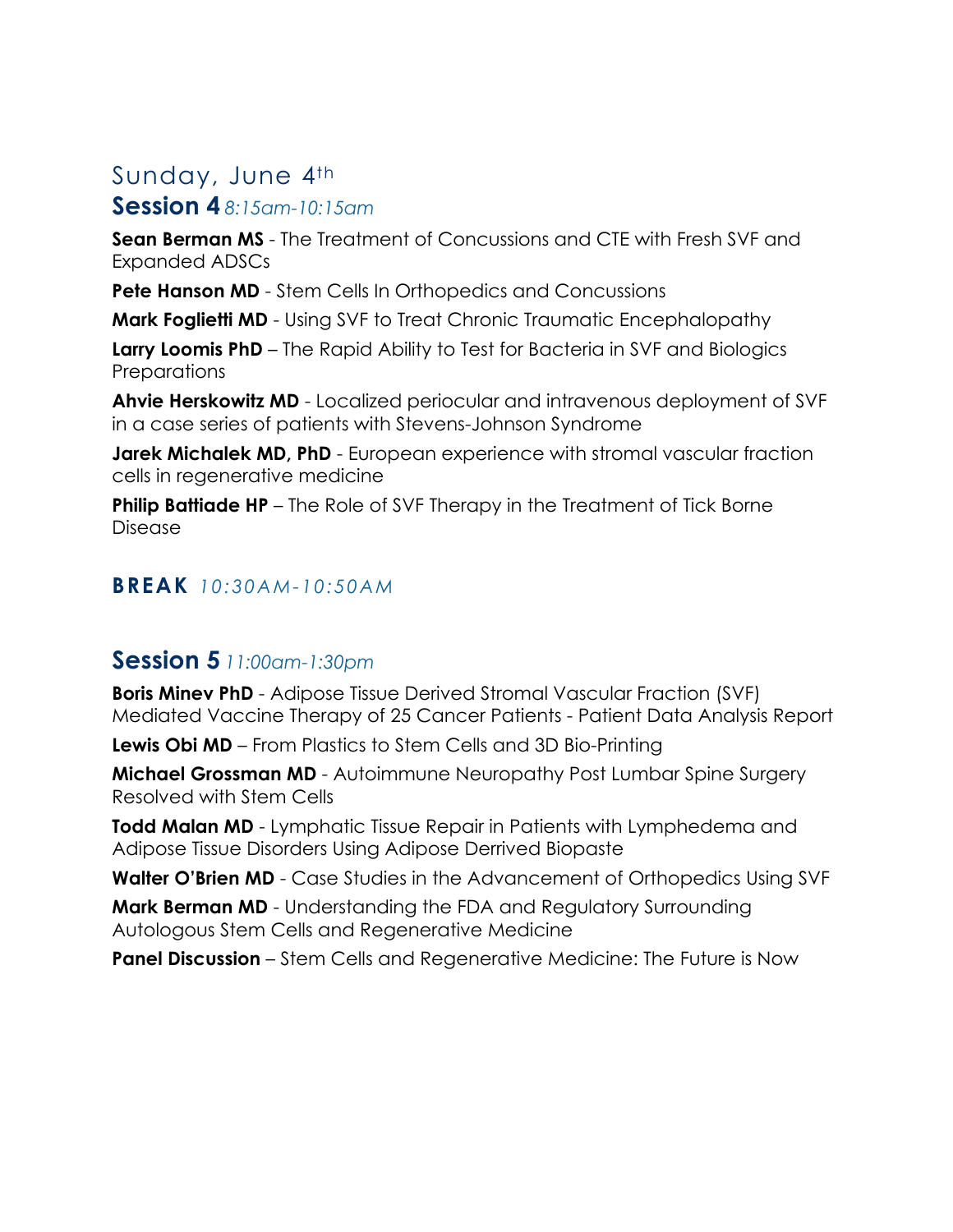## Sunday, June 4th

### Session 4 *8:15am-10:15am*

**Sean Berman MS** - The Treatment of Concussions and CTE with Fresh SVF and Expanded ADSCs

**Pete Hanson MD** - Stem Cells In Orthopedics and Concussions

**Mark Foglietti MD** - Using SVF to Treat Chronic Traumatic Encephalopathy

**Larry Loomis PhD** – The Rapid Ability to Test for Bacteria in SVF and Biologics Preparations

**Ahvie Herskowitz MD** - Localized periocular and intravenous deployment of SVF in a case series of patients with Stevens-Johnson Syndrome

**Jarek Michalek MD, PhD** - European experience with stromal vascular fraction cells in regenerative medicine

**Philip Battiade HP** – The Role of SVF Therapy in the Treatment of Tick Borne Disease

### BREAK *10:30AM-10:50AM*

### Session 5 *11:00am-1:30pm*

**Boris Minev PhD** - Adipose Tissue Derived Stromal Vascular Fraction (SVF) Mediated Vaccine Therapy of 25 Cancer Patients - Patient Data Analysis Report

**Lewis Obi MD** – From Plastics to Stem Cells and 3D Bio-Printing

**Michael Grossman MD** - Autoimmune Neuropathy Post Lumbar Spine Surgery Resolved with Stem Cells

**Todd Malan MD** - Lymphatic Tissue Repair in Patients with Lymphedema and Adipose Tissue Disorders Using Adipose Derrived Biopaste

**Walter O'Brien MD** - Case Studies in the Advancement of Orthopedics Using SVF

**Mark Berman MD** - Understanding the FDA and Regulatory Surrounding Autologous Stem Cells and Regenerative Medicine

**Panel Discussion** – Stem Cells and Regenerative Medicine: The Future is Now